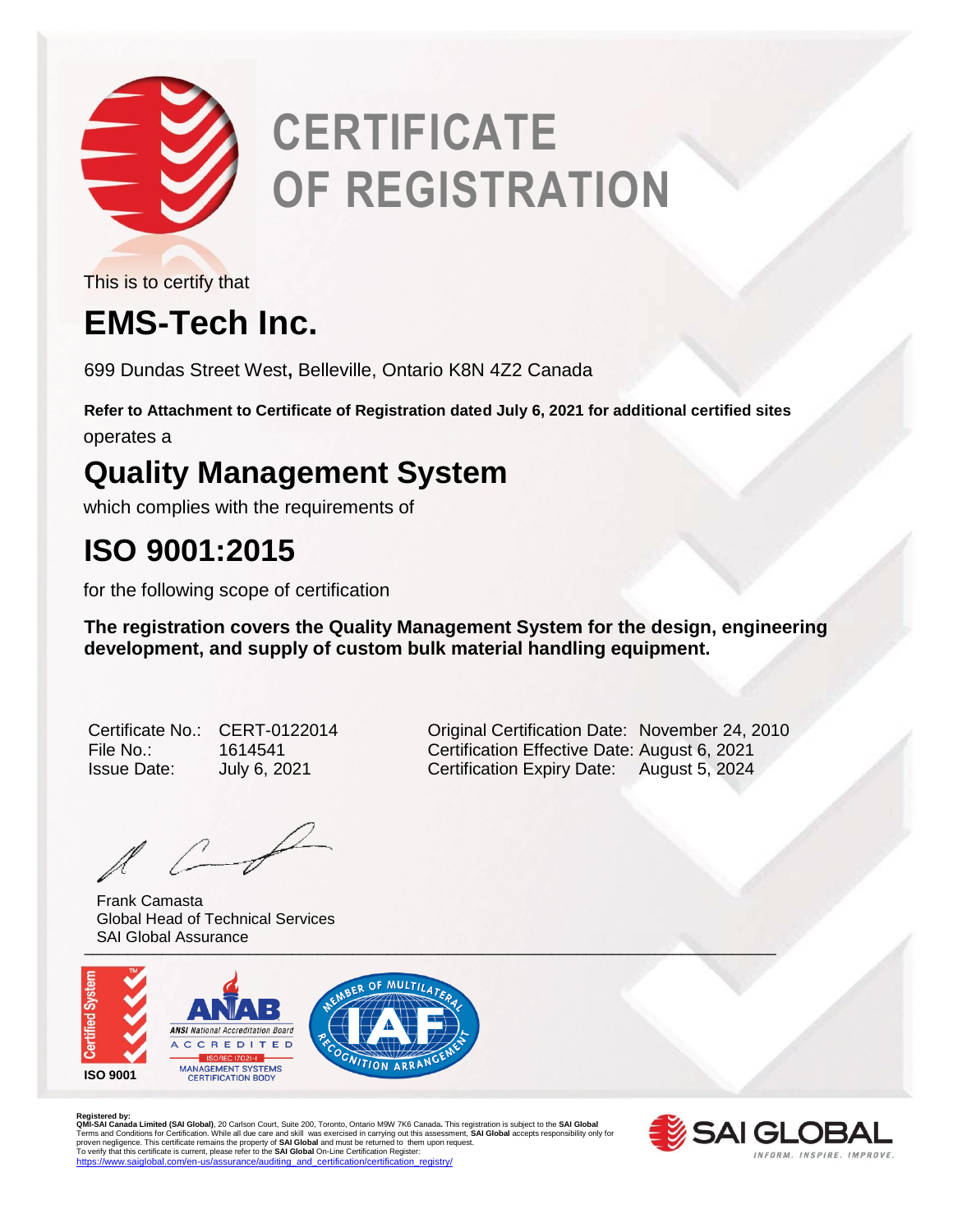# CERTIFICATE OF REGISTRATION

This is to certify that

## EMS-Tech Inc.

699 Dundas Street West, Belleville, Ontario K8N 4Z2 Canada

**Refer to Attachment to Certificate of Registration dated July 6, 2021 for additional certified sites**

operates a

## Quality Management System

which complies with the requirements of

## ISO 9001:2015

for the following scope of certification

**The registration covers the Quality Management System for the design, engineering development, and supply of custom bulk material handling equipment.**

| | | | |
|---|---|---|---|
| Certificate No.: | CERT-0122014 | Original Certification Date: | November 24, 2010 |
| File No.: | 1614541 | Certification Effective Date: | August 6, 2021 |
| Issue Date: | July 6, 2021 | Certification Expiry Date: | August 5, 2024 |

Frank Camasta
Global Head of Technical Services
SAI Global Assurance

Certified System ISO 9001

ANAB ANSI National Accreditation Board ACCREDITED ISO/IEC 17021-1 MANAGEMENT SYSTEMS CERTIFICATION BODY

MEMBER OF MULTILATERAL RECOGNITION ARRANGEMENT IAF

**Registered by:**
**QMI-SAI Canada Limited (SAI Global)**, 20 Carlson Court, Suite 200, Toronto, Ontario M9W 7K6 Canada. This registration is subject to the **SAI Global** Terms and Conditions for Certification. While all due care and skill was exercised in carrying out this assessment, **SAI Global** accepts responsibility only for proven negligence. This certificate remains the property of **SAI Global** and must be returned to them upon request.
To verify that this certificate is current, please refer to the **SAI Global** On-Line Certification Register:
https://www.saiglobal.com/en-us/assurance/auditing_and_certification/certification_registry/

SAI GLOBAL
INFORM. INSPIRE. IMPROVE.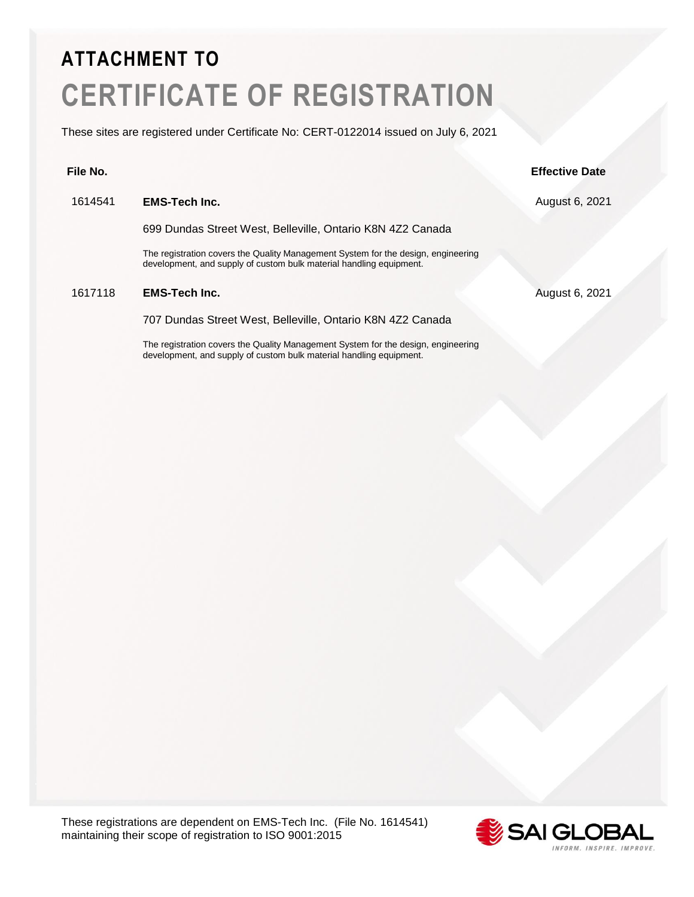## ATTACHMENT TO

# CERTIFICATE OF REGISTRATION

These sites are registered under Certificate No: CERT-0122014 issued on July 6, 2021

| File No. | | Effective Date |
|---|---|---|
| 1614541 | **EMS-Tech Inc.**<br>699 Dundas Street West, Belleville, Ontario K8N 4Z2 Canada<br>The registration covers the Quality Management System for the design, engineering development, and supply of custom bulk material handling equipment. | August 6, 2021 |
| 1617118 | **EMS-Tech Inc.**<br>707 Dundas Street West, Belleville, Ontario K8N 4Z2 Canada<br>The registration covers the Quality Management System for the design, engineering development, and supply of custom bulk material handling equipment. | August 6, 2021 |

These registrations are dependent on EMS-Tech Inc. (File No. 1614541) maintaining their scope of registration to ISO 9001:2015

SAI GLOBAL
INFORM. INSPIRE. IMPROVE.